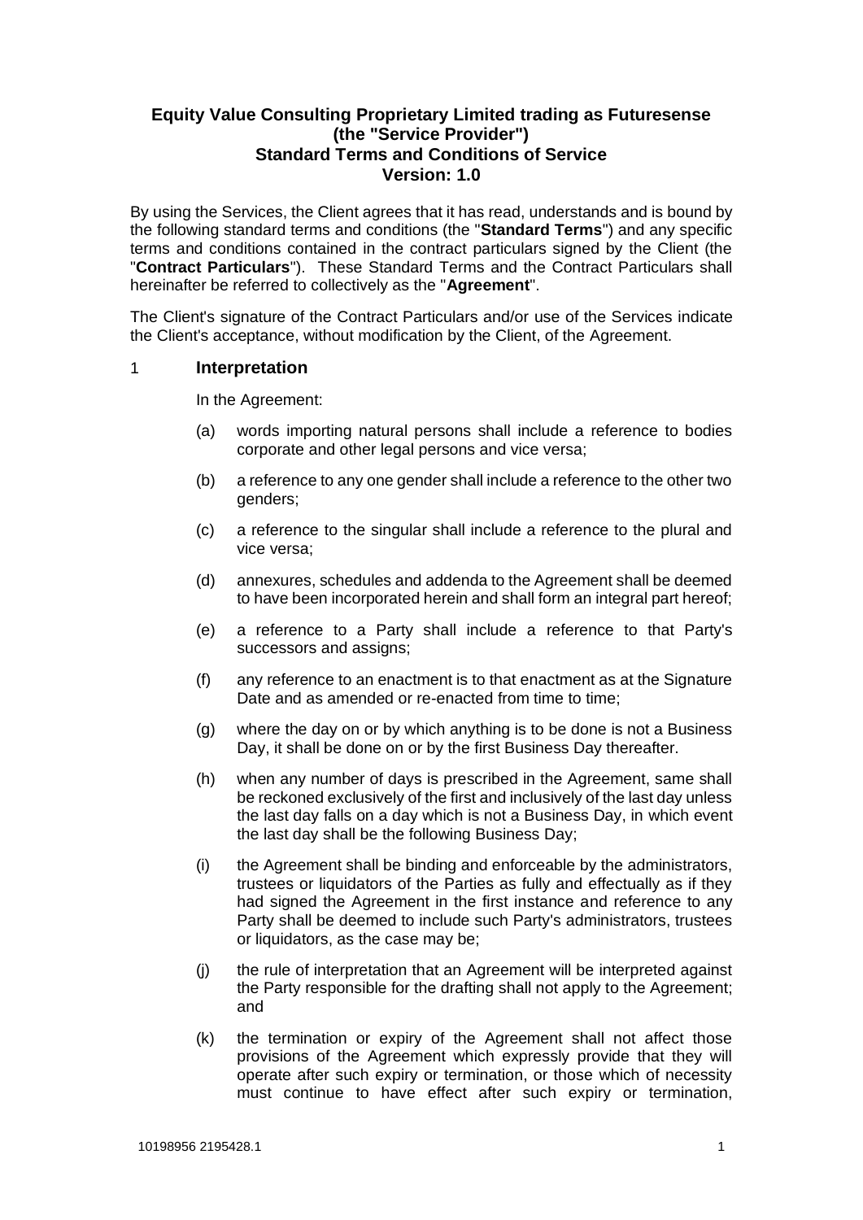# Equity Value Consulting Proprietary Limited trading as Futuresense (the "Service Provider") Standard Terms and Conditions of Service Version: 1.0

By using the Services, the Client agrees that it has read, understands and is bound by the following standard terms and conditions (the "**Standard Terms**") and any specific terms and conditions contained in the contract particulars signed by the Client (the "**Contract Particulars**"). These Standard Terms and the Contract Particulars shall hereinafter be referred to collectively as the "**Agreement**".

The Client's signature of the Contract Particulars and/or use of the Services indicate the Client's acceptance, without modification by the Client, of the Agreement.

## 1 Interpretation

In the Agreement:

(a) words importing natural persons shall include a reference to bodies corporate and other legal persons and vice versa;

(b) a reference to any one gender shall include a reference to the other two genders;

(c) a reference to the singular shall include a reference to the plural and vice versa;

(d) annexures, schedules and addenda to the Agreement shall be deemed to have been incorporated herein and shall form an integral part hereof;

(e) a reference to a Party shall include a reference to that Party's successors and assigns;

(f) any reference to an enactment is to that enactment as at the Signature Date and as amended or re-enacted from time to time;

(g) where the day on or by which anything is to be done is not a Business Day, it shall be done on or by the first Business Day thereafter.

(h) when any number of days is prescribed in the Agreement, same shall be reckoned exclusively of the first and inclusively of the last day unless the last day falls on a day which is not a Business Day, in which event the last day shall be the following Business Day;

(i) the Agreement shall be binding and enforceable by the administrators, trustees or liquidators of the Parties as fully and effectually as if they had signed the Agreement in the first instance and reference to any Party shall be deemed to include such Party's administrators, trustees or liquidators, as the case may be;

(j) the rule of interpretation that an Agreement will be interpreted against the Party responsible for the drafting shall not apply to the Agreement; and

(k) the termination or expiry of the Agreement shall not affect those provisions of the Agreement which expressly provide that they will operate after such expiry or termination, or those which of necessity must continue to have effect after such expiry or termination,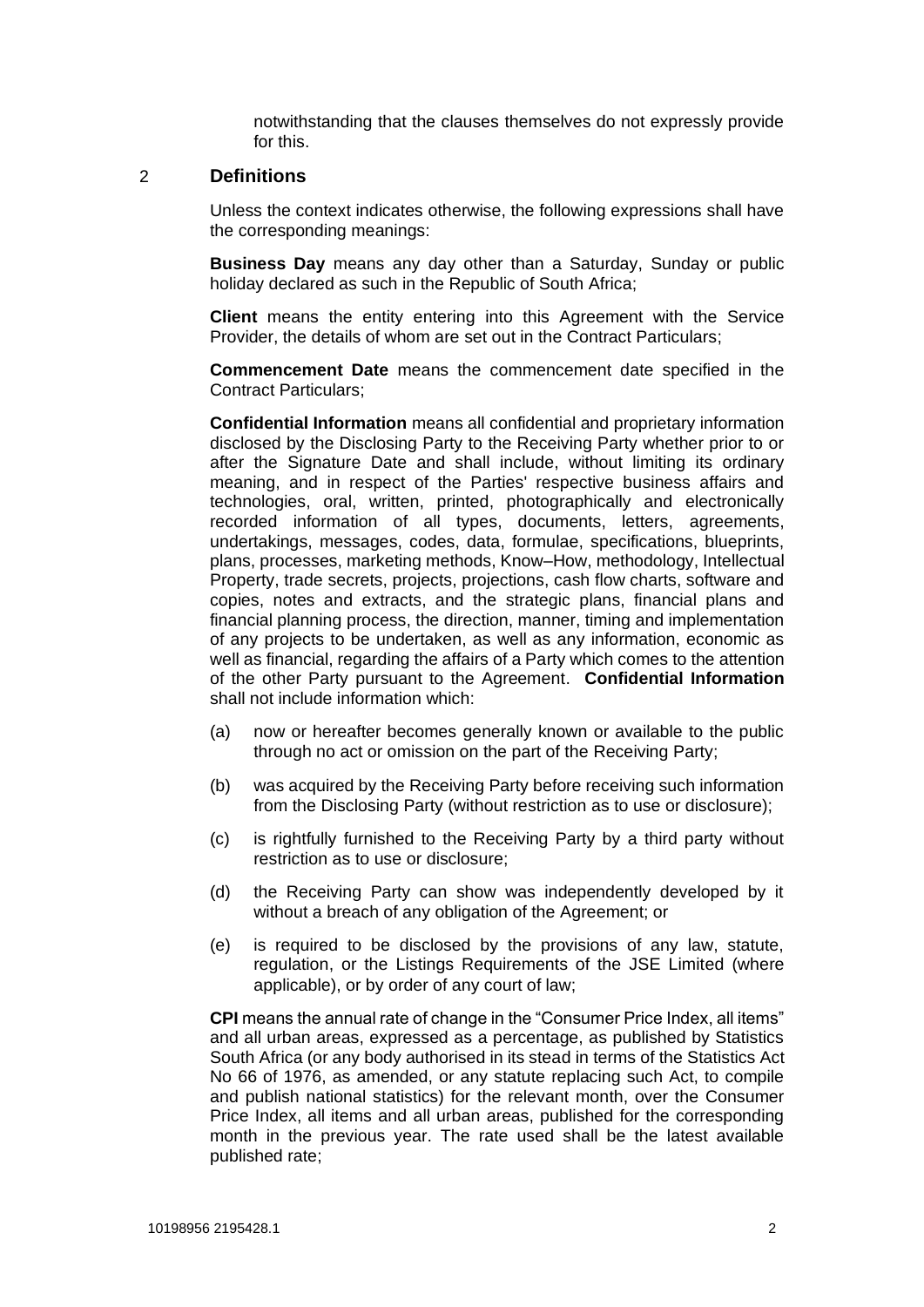notwithstanding that the clauses themselves do not expressly provide for this.

## 2 Definitions

Unless the context indicates otherwise, the following expressions shall have the corresponding meanings:

**Business Day** means any day other than a Saturday, Sunday or public holiday declared as such in the Republic of South Africa;

**Client** means the entity entering into this Agreement with the Service Provider, the details of whom are set out in the Contract Particulars;

**Commencement Date** means the commencement date specified in the Contract Particulars;

**Confidential Information** means all confidential and proprietary information disclosed by the Disclosing Party to the Receiving Party whether prior to or after the Signature Date and shall include, without limiting its ordinary meaning, and in respect of the Parties' respective business affairs and technologies, oral, written, printed, photographically and electronically recorded information of all types, documents, letters, agreements, undertakings, messages, codes, data, formulae, specifications, blueprints, plans, processes, marketing methods, Know–How, methodology, Intellectual Property, trade secrets, projects, projections, cash flow charts, software and copies, notes and extracts, and the strategic plans, financial plans and financial planning process, the direction, manner, timing and implementation of any projects to be undertaken, as well as any information, economic as well as financial, regarding the affairs of a Party which comes to the attention of the other Party pursuant to the Agreement. **Confidential Information** shall not include information which:

(a) now or hereafter becomes generally known or available to the public through no act or omission on the part of the Receiving Party;

(b) was acquired by the Receiving Party before receiving such information from the Disclosing Party (without restriction as to use or disclosure);

(c) is rightfully furnished to the Receiving Party by a third party without restriction as to use or disclosure;

(d) the Receiving Party can show was independently developed by it without a breach of any obligation of the Agreement; or

(e) is required to be disclosed by the provisions of any law, statute, regulation, or the Listings Requirements of the JSE Limited (where applicable), or by order of any court of law;

**CPI** means the annual rate of change in the "Consumer Price Index, all items" and all urban areas, expressed as a percentage, as published by Statistics South Africa (or any body authorised in its stead in terms of the Statistics Act No 66 of 1976, as amended, or any statute replacing such Act, to compile and publish national statistics) for the relevant month, over the Consumer Price Index, all items and all urban areas, published for the corresponding month in the previous year. The rate used shall be the latest available published rate;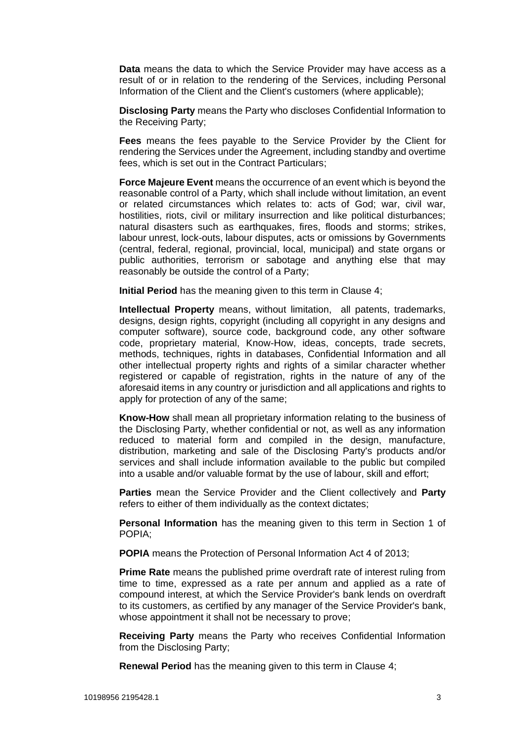**Data** means the data to which the Service Provider may have access as a result of or in relation to the rendering of the Services, including Personal Information of the Client and the Client's customers (where applicable);

**Disclosing Party** means the Party who discloses Confidential Information to the Receiving Party;

**Fees** means the fees payable to the Service Provider by the Client for rendering the Services under the Agreement, including standby and overtime fees, which is set out in the Contract Particulars;

**Force Majeure Event** means the occurrence of an event which is beyond the reasonable control of a Party, which shall include without limitation, an event or related circumstances which relates to: acts of God; war, civil war, hostilities, riots, civil or military insurrection and like political disturbances; natural disasters such as earthquakes, fires, floods and storms; strikes, labour unrest, lock-outs, labour disputes, acts or omissions by Governments (central, federal, regional, provincial, local, municipal) and state organs or public authorities, terrorism or sabotage and anything else that may reasonably be outside the control of a Party;

**Initial Period** has the meaning given to this term in Clause 4;

**Intellectual Property** means, without limitation, all patents, trademarks, designs, design rights, copyright (including all copyright in any designs and computer software), source code, background code, any other software code, proprietary material, Know-How, ideas, concepts, trade secrets, methods, techniques, rights in databases, Confidential Information and all other intellectual property rights and rights of a similar character whether registered or capable of registration, rights in the nature of any of the aforesaid items in any country or jurisdiction and all applications and rights to apply for protection of any of the same;

**Know-How** shall mean all proprietary information relating to the business of the Disclosing Party, whether confidential or not, as well as any information reduced to material form and compiled in the design, manufacture, distribution, marketing and sale of the Disclosing Party's products and/or services and shall include information available to the public but compiled into a usable and/or valuable format by the use of labour, skill and effort;

**Parties** mean the Service Provider and the Client collectively and **Party** refers to either of them individually as the context dictates;

**Personal Information** has the meaning given to this term in Section 1 of POPIA;

**POPIA** means the Protection of Personal Information Act 4 of 2013;

**Prime Rate** means the published prime overdraft rate of interest ruling from time to time, expressed as a rate per annum and applied as a rate of compound interest, at which the Service Provider's bank lends on overdraft to its customers, as certified by any manager of the Service Provider's bank, whose appointment it shall not be necessary to prove;

**Receiving Party** means the Party who receives Confidential Information from the Disclosing Party;

**Renewal Period** has the meaning given to this term in Clause 4;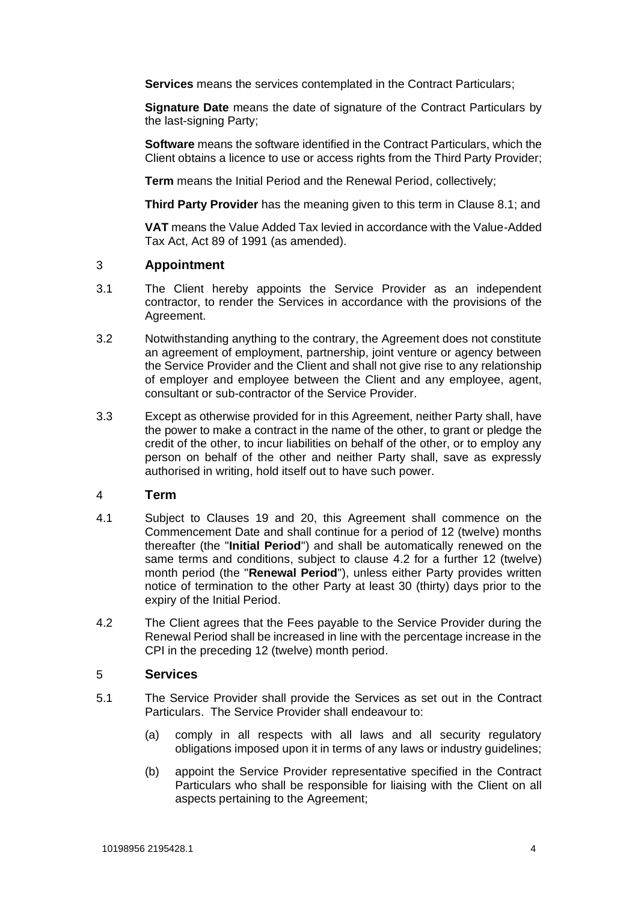**Services** means the services contemplated in the Contract Particulars;

**Signature Date** means the date of signature of the Contract Particulars by the last-signing Party;

**Software** means the software identified in the Contract Particulars, which the Client obtains a licence to use or access rights from the Third Party Provider;

**Term** means the Initial Period and the Renewal Period, collectively;

**Third Party Provider** has the meaning given to this term in Clause 8.1; and

**VAT** means the Value Added Tax levied in accordance with the Value-Added Tax Act, Act 89 of 1991 (as amended).

## 3 Appointment

3.1 The Client hereby appoints the Service Provider as an independent contractor, to render the Services in accordance with the provisions of the Agreement.

3.2 Notwithstanding anything to the contrary, the Agreement does not constitute an agreement of employment, partnership, joint venture or agency between the Service Provider and the Client and shall not give rise to any relationship of employer and employee between the Client and any employee, agent, consultant or sub-contractor of the Service Provider.

3.3 Except as otherwise provided for in this Agreement, neither Party shall, have the power to make a contract in the name of the other, to grant or pledge the credit of the other, to incur liabilities on behalf of the other, or to employ any person on behalf of the other and neither Party shall, save as expressly authorised in writing, hold itself out to have such power.

## 4 Term

4.1 Subject to Clauses 19 and 20, this Agreement shall commence on the Commencement Date and shall continue for a period of 12 (twelve) months thereafter (the "**Initial Period**") and shall be automatically renewed on the same terms and conditions, subject to clause 4.2 for a further 12 (twelve) month period (the "**Renewal Period**"), unless either Party provides written notice of termination to the other Party at least 30 (thirty) days prior to the expiry of the Initial Period.

4.2 The Client agrees that the Fees payable to the Service Provider during the Renewal Period shall be increased in line with the percentage increase in the CPI in the preceding 12 (twelve) month period.

## 5 Services

5.1 The Service Provider shall provide the Services as set out in the Contract Particulars. The Service Provider shall endeavour to:

(a) comply in all respects with all laws and all security regulatory obligations imposed upon it in terms of any laws or industry guidelines;

(b) appoint the Service Provider representative specified in the Contract Particulars who shall be responsible for liaising with the Client on all aspects pertaining to the Agreement;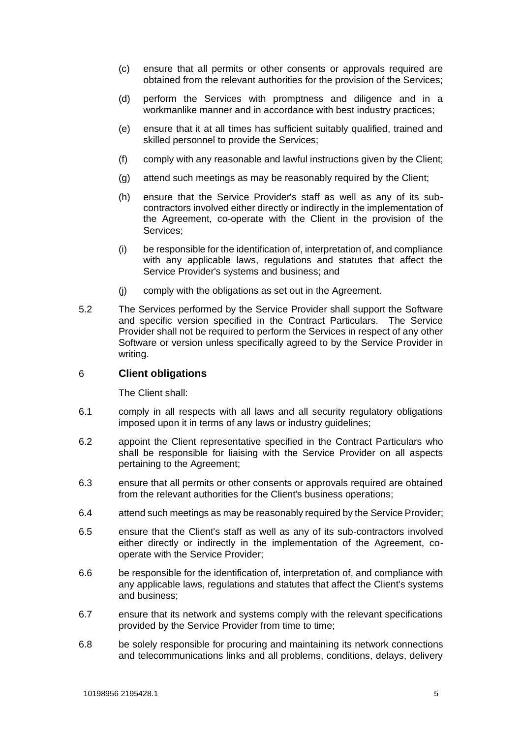(c) ensure that all permits or other consents or approvals required are obtained from the relevant authorities for the provision of the Services;

(d) perform the Services with promptness and diligence and in a workmanlike manner and in accordance with best industry practices;

(e) ensure that it at all times has sufficient suitably qualified, trained and skilled personnel to provide the Services;

(f) comply with any reasonable and lawful instructions given by the Client;

(g) attend such meetings as may be reasonably required by the Client;

(h) ensure that the Service Provider's staff as well as any of its sub-contractors involved either directly or indirectly in the implementation of the Agreement, co-operate with the Client in the provision of the Services;

(i) be responsible for the identification of, interpretation of, and compliance with any applicable laws, regulations and statutes that affect the Service Provider's systems and business; and

(j) comply with the obligations as set out in the Agreement.

5.2 The Services performed by the Service Provider shall support the Software and specific version specified in the Contract Particulars. The Service Provider shall not be required to perform the Services in respect of any other Software or version unless specifically agreed to by the Service Provider in writing.

## 6 Client obligations

The Client shall:

6.1 comply in all respects with all laws and all security regulatory obligations imposed upon it in terms of any laws or industry guidelines;

6.2 appoint the Client representative specified in the Contract Particulars who shall be responsible for liaising with the Service Provider on all aspects pertaining to the Agreement;

6.3 ensure that all permits or other consents or approvals required are obtained from the relevant authorities for the Client's business operations;

6.4 attend such meetings as may be reasonably required by the Service Provider;

6.5 ensure that the Client's staff as well as any of its sub-contractors involved either directly or indirectly in the implementation of the Agreement, co-operate with the Service Provider;

6.6 be responsible for the identification of, interpretation of, and compliance with any applicable laws, regulations and statutes that affect the Client's systems and business;

6.7 ensure that its network and systems comply with the relevant specifications provided by the Service Provider from time to time;

6.8 be solely responsible for procuring and maintaining its network connections and telecommunications links and all problems, conditions, delays, delivery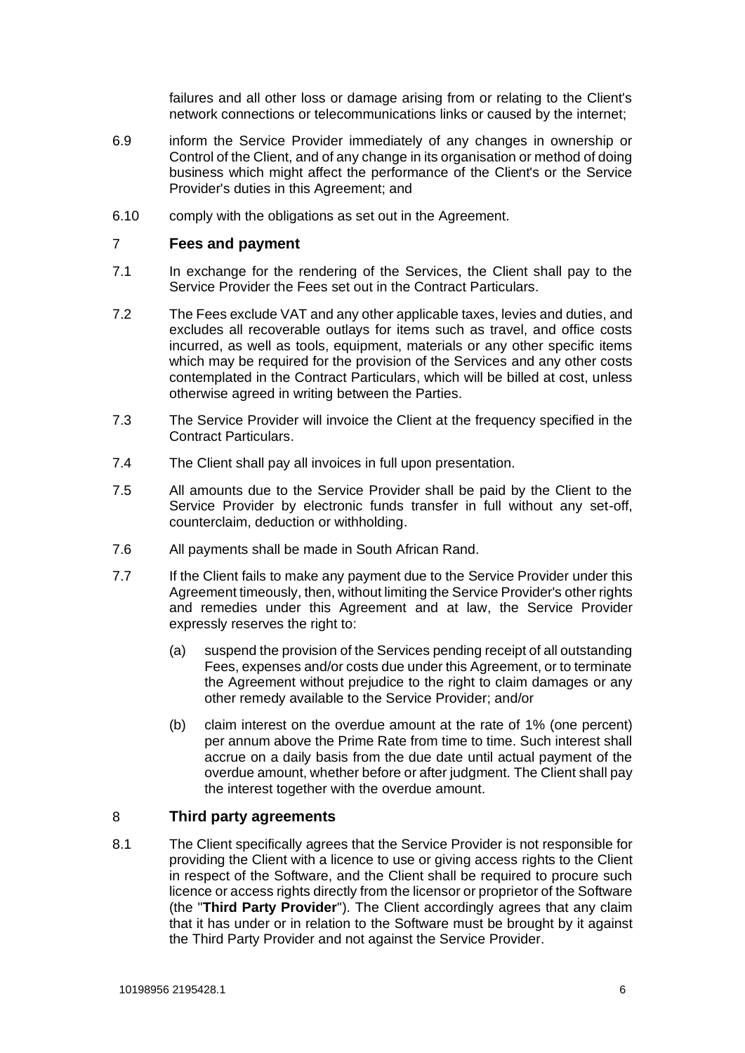failures and all other loss or damage arising from or relating to the Client's network connections or telecommunications links or caused by the internet;

6.9 inform the Service Provider immediately of any changes in ownership or Control of the Client, and of any change in its organisation or method of doing business which might affect the performance of the Client's or the Service Provider's duties in this Agreement; and

6.10 comply with the obligations as set out in the Agreement.

## 7 Fees and payment

7.1 In exchange for the rendering of the Services, the Client shall pay to the Service Provider the Fees set out in the Contract Particulars.

7.2 The Fees exclude VAT and any other applicable taxes, levies and duties, and excludes all recoverable outlays for items such as travel, and office costs incurred, as well as tools, equipment, materials or any other specific items which may be required for the provision of the Services and any other costs contemplated in the Contract Particulars, which will be billed at cost, unless otherwise agreed in writing between the Parties.

7.3 The Service Provider will invoice the Client at the frequency specified in the Contract Particulars.

7.4 The Client shall pay all invoices in full upon presentation.

7.5 All amounts due to the Service Provider shall be paid by the Client to the Service Provider by electronic funds transfer in full without any set-off, counterclaim, deduction or withholding.

7.6 All payments shall be made in South African Rand.

7.7 If the Client fails to make any payment due to the Service Provider under this Agreement timeously, then, without limiting the Service Provider's other rights and remedies under this Agreement and at law, the Service Provider expressly reserves the right to:

(a) suspend the provision of the Services pending receipt of all outstanding Fees, expenses and/or costs due under this Agreement, or to terminate the Agreement without prejudice to the right to claim damages or any other remedy available to the Service Provider; and/or

(b) claim interest on the overdue amount at the rate of 1% (one percent) per annum above the Prime Rate from time to time. Such interest shall accrue on a daily basis from the due date until actual payment of the overdue amount, whether before or after judgment. The Client shall pay the interest together with the overdue amount.

## 8 Third party agreements

8.1 The Client specifically agrees that the Service Provider is not responsible for providing the Client with a licence to use or giving access rights to the Client in respect of the Software, and the Client shall be required to procure such licence or access rights directly from the licensor or proprietor of the Software (the "**Third Party Provider**"). The Client accordingly agrees that any claim that it has under or in relation to the Software must be brought by it against the Third Party Provider and not against the Service Provider.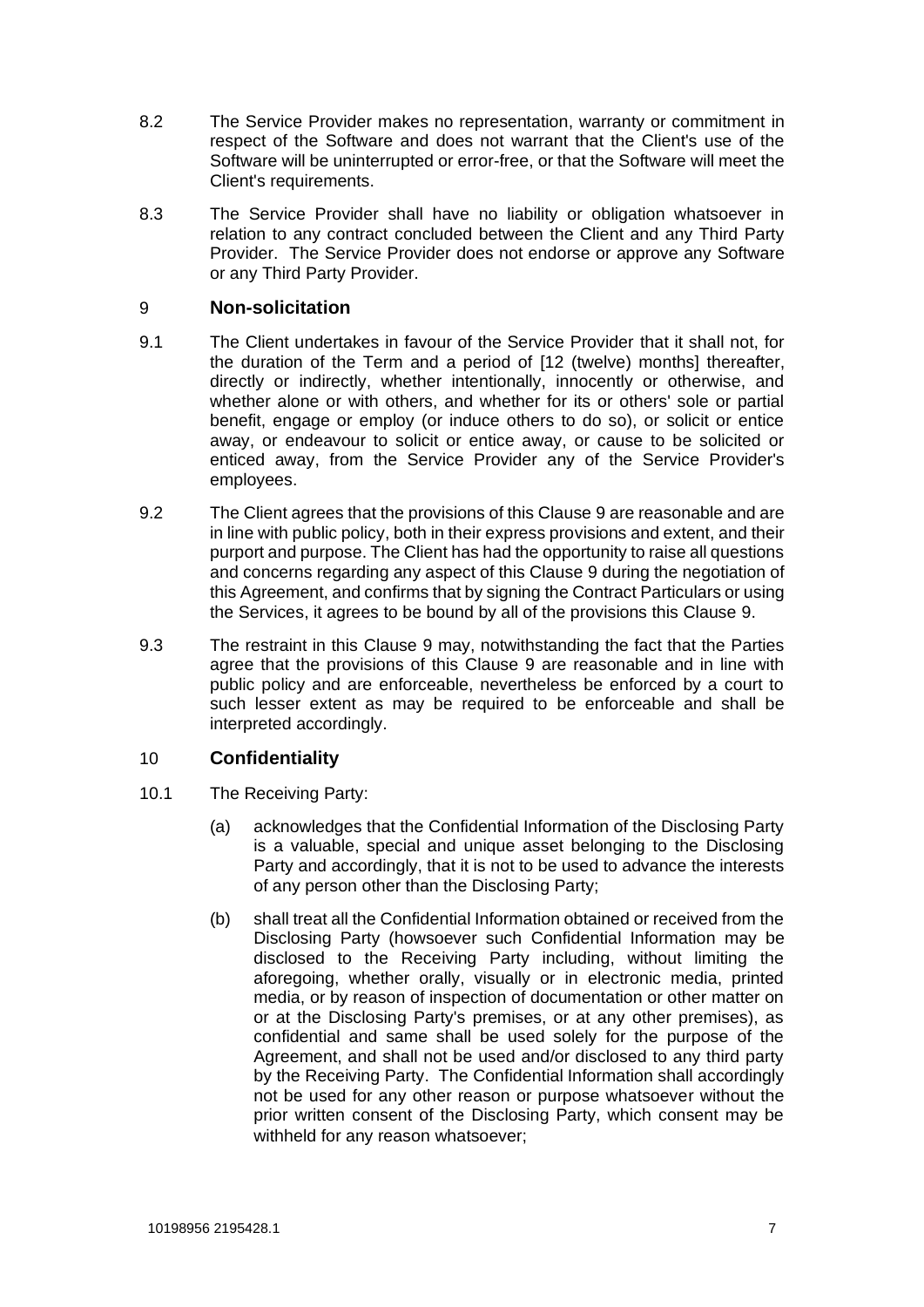8.2 The Service Provider makes no representation, warranty or commitment in respect of the Software and does not warrant that the Client's use of the Software will be uninterrupted or error-free, or that the Software will meet the Client's requirements.

8.3 The Service Provider shall have no liability or obligation whatsoever in relation to any contract concluded between the Client and any Third Party Provider. The Service Provider does not endorse or approve any Software or any Third Party Provider.

## 9 Non-solicitation

9.1 The Client undertakes in favour of the Service Provider that it shall not, for the duration of the Term and a period of [12 (twelve) months] thereafter, directly or indirectly, whether intentionally, innocently or otherwise, and whether alone or with others, and whether for its or others' sole or partial benefit, engage or employ (or induce others to do so), or solicit or entice away, or endeavour to solicit or entice away, or cause to be solicited or enticed away, from the Service Provider any of the Service Provider's employees.

9.2 The Client agrees that the provisions of this Clause 9 are reasonable and are in line with public policy, both in their express provisions and extent, and their purport and purpose. The Client has had the opportunity to raise all questions and concerns regarding any aspect of this Clause 9 during the negotiation of this Agreement, and confirms that by signing the Contract Particulars or using the Services, it agrees to be bound by all of the provisions this Clause 9.

9.3 The restraint in this Clause 9 may, notwithstanding the fact that the Parties agree that the provisions of this Clause 9 are reasonable and in line with public policy and are enforceable, nevertheless be enforced by a court to such lesser extent as may be required to be enforceable and shall be interpreted accordingly.

## 10 Confidentiality

10.1 The Receiving Party:

(a) acknowledges that the Confidential Information of the Disclosing Party is a valuable, special and unique asset belonging to the Disclosing Party and accordingly, that it is not to be used to advance the interests of any person other than the Disclosing Party;

(b) shall treat all the Confidential Information obtained or received from the Disclosing Party (howsoever such Confidential Information may be disclosed to the Receiving Party including, without limiting the aforegoing, whether orally, visually or in electronic media, printed media, or by reason of inspection of documentation or other matter on or at the Disclosing Party's premises, or at any other premises), as confidential and same shall be used solely for the purpose of the Agreement, and shall not be used and/or disclosed to any third party by the Receiving Party. The Confidential Information shall accordingly not be used for any other reason or purpose whatsoever without the prior written consent of the Disclosing Party, which consent may be withheld for any reason whatsoever;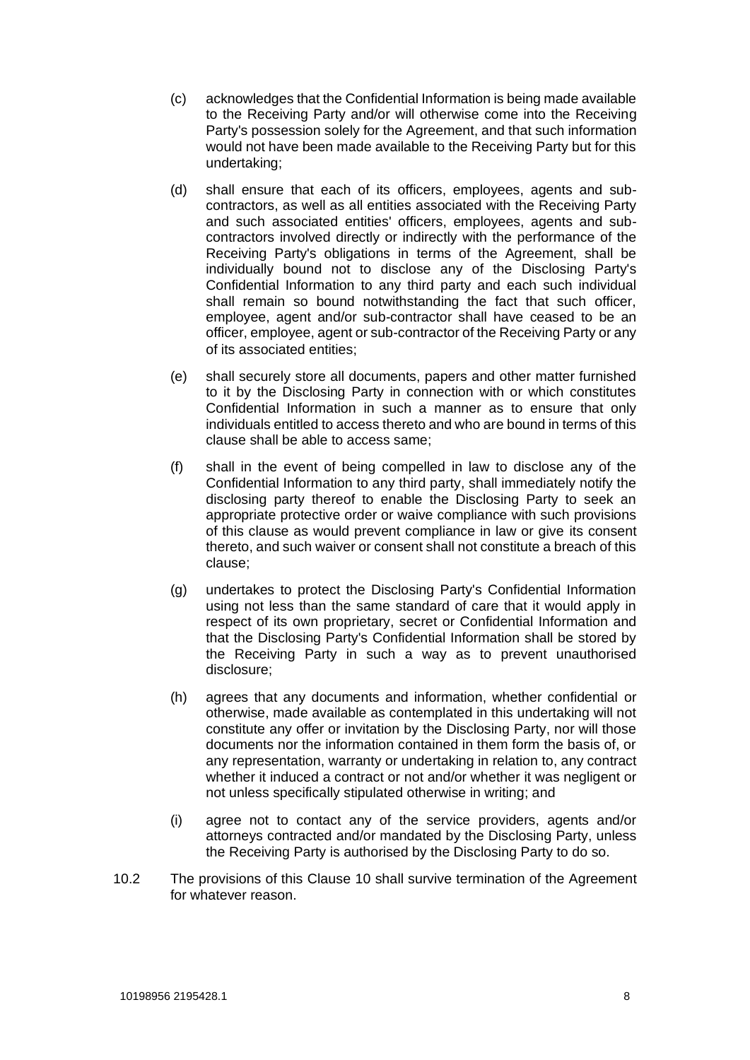(c) acknowledges that the Confidential Information is being made available to the Receiving Party and/or will otherwise come into the Receiving Party's possession solely for the Agreement, and that such information would not have been made available to the Receiving Party but for this undertaking;

(d) shall ensure that each of its officers, employees, agents and sub-contractors, as well as all entities associated with the Receiving Party and such associated entities' officers, employees, agents and sub-contractors involved directly or indirectly with the performance of the Receiving Party's obligations in terms of the Agreement, shall be individually bound not to disclose any of the Disclosing Party's Confidential Information to any third party and each such individual shall remain so bound notwithstanding the fact that such officer, employee, agent and/or sub-contractor shall have ceased to be an officer, employee, agent or sub-contractor of the Receiving Party or any of its associated entities;

(e) shall securely store all documents, papers and other matter furnished to it by the Disclosing Party in connection with or which constitutes Confidential Information in such a manner as to ensure that only individuals entitled to access thereto and who are bound in terms of this clause shall be able to access same;

(f) shall in the event of being compelled in law to disclose any of the Confidential Information to any third party, shall immediately notify the disclosing party thereof to enable the Disclosing Party to seek an appropriate protective order or waive compliance with such provisions of this clause as would prevent compliance in law or give its consent thereto, and such waiver or consent shall not constitute a breach of this clause;

(g) undertakes to protect the Disclosing Party's Confidential Information using not less than the same standard of care that it would apply in respect of its own proprietary, secret or Confidential Information and that the Disclosing Party's Confidential Information shall be stored by the Receiving Party in such a way as to prevent unauthorised disclosure;

(h) agrees that any documents and information, whether confidential or otherwise, made available as contemplated in this undertaking will not constitute any offer or invitation by the Disclosing Party, nor will those documents nor the information contained in them form the basis of, or any representation, warranty or undertaking in relation to, any contract whether it induced a contract or not and/or whether it was negligent or not unless specifically stipulated otherwise in writing; and

(i) agree not to contact any of the service providers, agents and/or attorneys contracted and/or mandated by the Disclosing Party, unless the Receiving Party is authorised by the Disclosing Party to do so.

10.2 The provisions of this Clause 10 shall survive termination of the Agreement for whatever reason.

10198956 2195428.1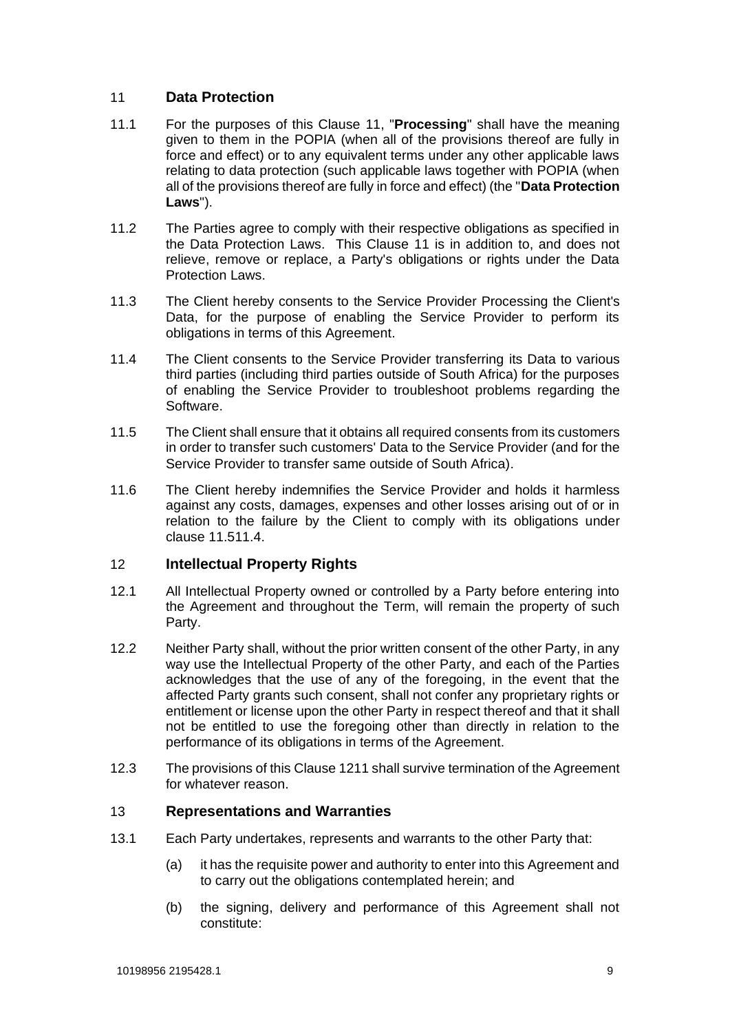## 11 Data Protection

11.1 For the purposes of this Clause 11, "**Processing**" shall have the meaning given to them in the POPIA (when all of the provisions thereof are fully in force and effect) or to any equivalent terms under any other applicable laws relating to data protection (such applicable laws together with POPIA (when all of the provisions thereof are fully in force and effect) (the "**Data Protection Laws**").

11.2 The Parties agree to comply with their respective obligations as specified in the Data Protection Laws. This Clause 11 is in addition to, and does not relieve, remove or replace, a Party's obligations or rights under the Data Protection Laws.

11.3 The Client hereby consents to the Service Provider Processing the Client's Data, for the purpose of enabling the Service Provider to perform its obligations in terms of this Agreement.

11.4 The Client consents to the Service Provider transferring its Data to various third parties (including third parties outside of South Africa) for the purposes of enabling the Service Provider to troubleshoot problems regarding the Software.

11.5 The Client shall ensure that it obtains all required consents from its customers in order to transfer such customers' Data to the Service Provider (and for the Service Provider to transfer same outside of South Africa).

11.6 The Client hereby indemnifies the Service Provider and holds it harmless against any costs, damages, expenses and other losses arising out of or in relation to the failure by the Client to comply with its obligations under clause 11.511.4.

## 12 Intellectual Property Rights

12.1 All Intellectual Property owned or controlled by a Party before entering into the Agreement and throughout the Term, will remain the property of such Party.

12.2 Neither Party shall, without the prior written consent of the other Party, in any way use the Intellectual Property of the other Party, and each of the Parties acknowledges that the use of any of the foregoing, in the event that the affected Party grants such consent, shall not confer any proprietary rights or entitlement or license upon the other Party in respect thereof and that it shall not be entitled to use the foregoing other than directly in relation to the performance of its obligations in terms of the Agreement.

12.3 The provisions of this Clause 1211 shall survive termination of the Agreement for whatever reason.

## 13 Representations and Warranties

13.1 Each Party undertakes, represents and warrants to the other Party that:

(a) it has the requisite power and authority to enter into this Agreement and to carry out the obligations contemplated herein; and

(b) the signing, delivery and performance of this Agreement shall not constitute: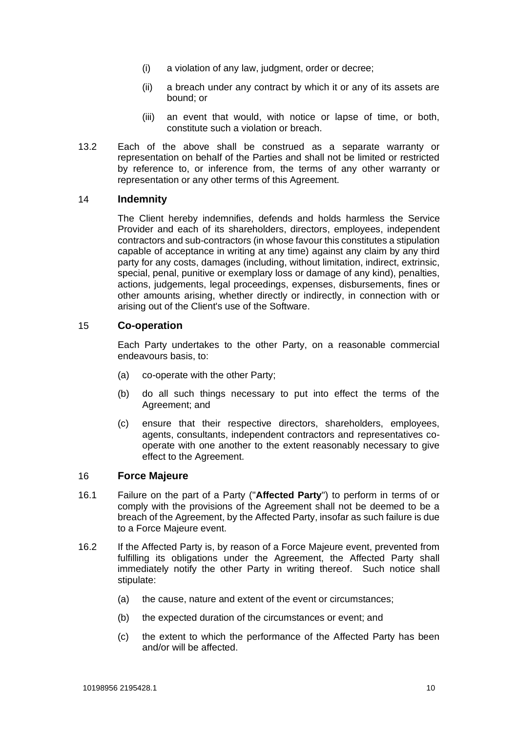(i) a violation of any law, judgment, order or decree;

(ii) a breach under any contract by which it or any of its assets are bound; or

(iii) an event that would, with notice or lapse of time, or both, constitute such a violation or breach.

13.2 Each of the above shall be construed as a separate warranty or representation on behalf of the Parties and shall not be limited or restricted by reference to, or inference from, the terms of any other warranty or representation or any other terms of this Agreement.

## 14 Indemnity

The Client hereby indemnifies, defends and holds harmless the Service Provider and each of its shareholders, directors, employees, independent contractors and sub-contractors (in whose favour this constitutes a stipulation capable of acceptance in writing at any time) against any claim by any third party for any costs, damages (including, without limitation, indirect, extrinsic, special, penal, punitive or exemplary loss or damage of any kind), penalties, actions, judgements, legal proceedings, expenses, disbursements, fines or other amounts arising, whether directly or indirectly, in connection with or arising out of the Client's use of the Software.

## 15 Co-operation

Each Party undertakes to the other Party, on a reasonable commercial endeavours basis, to:

(a) co-operate with the other Party;

(b) do all such things necessary to put into effect the terms of the Agreement; and

(c) ensure that their respective directors, shareholders, employees, agents, consultants, independent contractors and representatives co-operate with one another to the extent reasonably necessary to give effect to the Agreement.

## 16 Force Majeure

16.1 Failure on the part of a Party ("**Affected Party**") to perform in terms of or comply with the provisions of the Agreement shall not be deemed to be a breach of the Agreement, by the Affected Party, insofar as such failure is due to a Force Majeure event.

16.2 If the Affected Party is, by reason of a Force Majeure event, prevented from fulfilling its obligations under the Agreement, the Affected Party shall immediately notify the other Party in writing thereof. Such notice shall stipulate:

(a) the cause, nature and extent of the event or circumstances;

(b) the expected duration of the circumstances or event; and

(c) the extent to which the performance of the Affected Party has been and/or will be affected.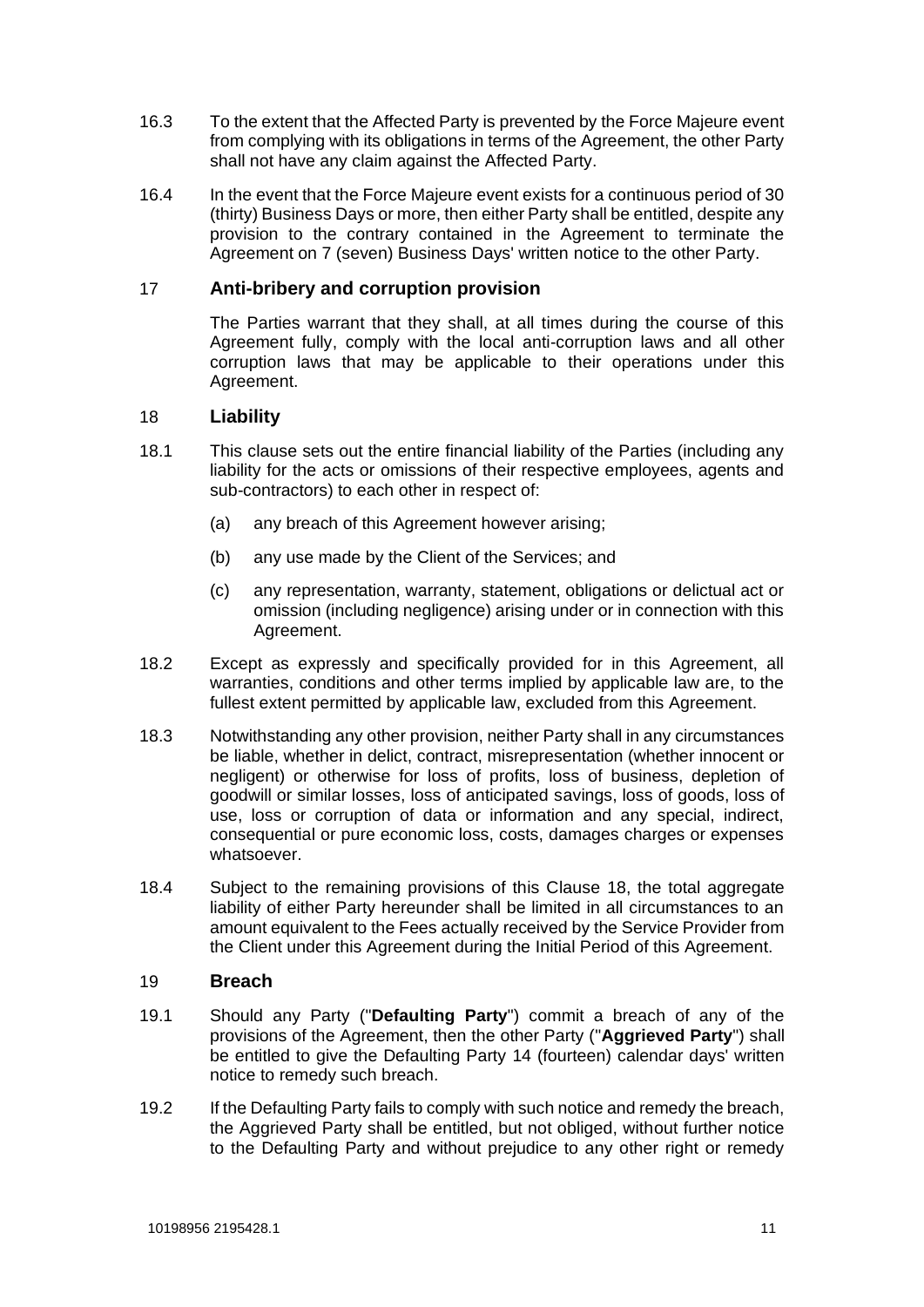16.3 To the extent that the Affected Party is prevented by the Force Majeure event from complying with its obligations in terms of the Agreement, the other Party shall not have any claim against the Affected Party.

16.4 In the event that the Force Majeure event exists for a continuous period of 30 (thirty) Business Days or more, then either Party shall be entitled, despite any provision to the contrary contained in the Agreement to terminate the Agreement on 7 (seven) Business Days' written notice to the other Party.

## 17 Anti-bribery and corruption provision

The Parties warrant that they shall, at all times during the course of this Agreement fully, comply with the local anti-corruption laws and all other corruption laws that may be applicable to their operations under this Agreement.

## 18 Liability

18.1 This clause sets out the entire financial liability of the Parties (including any liability for the acts or omissions of their respective employees, agents and sub-contractors) to each other in respect of:

(a) any breach of this Agreement however arising;

(b) any use made by the Client of the Services; and

(c) any representation, warranty, statement, obligations or delictual act or omission (including negligence) arising under or in connection with this Agreement.

18.2 Except as expressly and specifically provided for in this Agreement, all warranties, conditions and other terms implied by applicable law are, to the fullest extent permitted by applicable law, excluded from this Agreement.

18.3 Notwithstanding any other provision, neither Party shall in any circumstances be liable, whether in delict, contract, misrepresentation (whether innocent or negligent) or otherwise for loss of profits, loss of business, depletion of goodwill or similar losses, loss of anticipated savings, loss of goods, loss of use, loss or corruption of data or information and any special, indirect, consequential or pure economic loss, costs, damages charges or expenses whatsoever.

18.4 Subject to the remaining provisions of this Clause 18, the total aggregate liability of either Party hereunder shall be limited in all circumstances to an amount equivalent to the Fees actually received by the Service Provider from the Client under this Agreement during the Initial Period of this Agreement.

## 19 Breach

19.1 Should any Party ("**Defaulting Party**") commit a breach of any of the provisions of the Agreement, then the other Party ("**Aggrieved Party**") shall be entitled to give the Defaulting Party 14 (fourteen) calendar days' written notice to remedy such breach.

19.2 If the Defaulting Party fails to comply with such notice and remedy the breach, the Aggrieved Party shall be entitled, but not obliged, without further notice to the Defaulting Party and without prejudice to any other right or remedy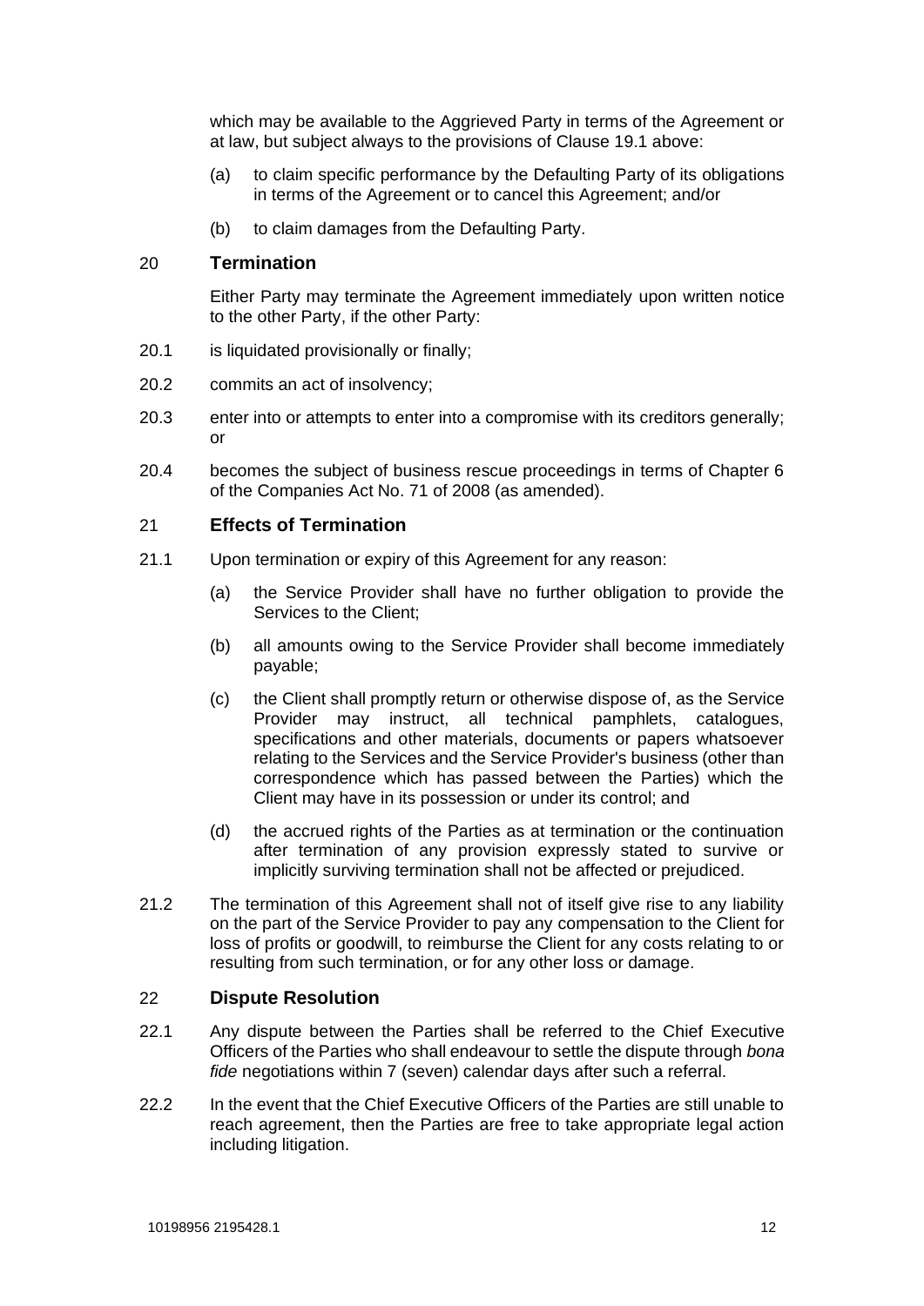which may be available to the Aggrieved Party in terms of the Agreement or at law, but subject always to the provisions of Clause 19.1 above:

(a) to claim specific performance by the Defaulting Party of its obligations in terms of the Agreement or to cancel this Agreement; and/or

(b) to claim damages from the Defaulting Party.

## 20 Termination

Either Party may terminate the Agreement immediately upon written notice to the other Party, if the other Party:

20.1 is liquidated provisionally or finally;

20.2 commits an act of insolvency;

20.3 enter into or attempts to enter into a compromise with its creditors generally; or

20.4 becomes the subject of business rescue proceedings in terms of Chapter 6 of the Companies Act No. 71 of 2008 (as amended).

## 21 Effects of Termination

21.1 Upon termination or expiry of this Agreement for any reason:

(a) the Service Provider shall have no further obligation to provide the Services to the Client;

(b) all amounts owing to the Service Provider shall become immediately payable;

(c) the Client shall promptly return or otherwise dispose of, as the Service Provider may instruct, all technical pamphlets, catalogues, specifications and other materials, documents or papers whatsoever relating to the Services and the Service Provider's business (other than correspondence which has passed between the Parties) which the Client may have in its possession or under its control; and

(d) the accrued rights of the Parties as at termination or the continuation after termination of any provision expressly stated to survive or implicitly surviving termination shall not be affected or prejudiced.

21.2 The termination of this Agreement shall not of itself give rise to any liability on the part of the Service Provider to pay any compensation to the Client for loss of profits or goodwill, to reimburse the Client for any costs relating to or resulting from such termination, or for any other loss or damage.

## 22 Dispute Resolution

22.1 Any dispute between the Parties shall be referred to the Chief Executive Officers of the Parties who shall endeavour to settle the dispute through *bona fide* negotiations within 7 (seven) calendar days after such a referral.

22.2 In the event that the Chief Executive Officers of the Parties are still unable to reach agreement, then the Parties are free to take appropriate legal action including litigation.

10198956 2195428.1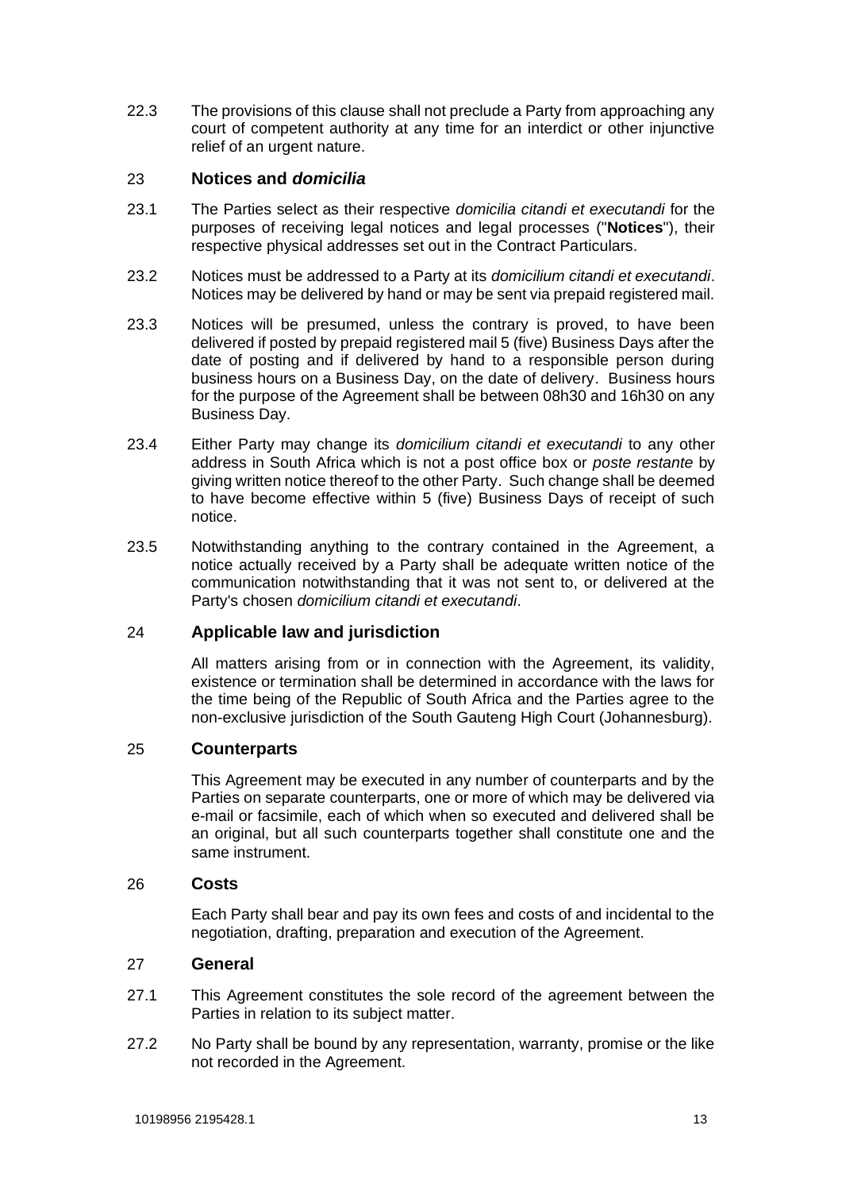22.3 The provisions of this clause shall not preclude a Party from approaching any court of competent authority at any time for an interdict or other injunctive relief of an urgent nature.

## 23 Notices and *domicilia*

23.1 The Parties select as their respective *domicilia citandi et executandi* for the purposes of receiving legal notices and legal processes ("**Notices**"), their respective physical addresses set out in the Contract Particulars.

23.2 Notices must be addressed to a Party at its *domicilium citandi et executandi*. Notices may be delivered by hand or may be sent via prepaid registered mail.

23.3 Notices will be presumed, unless the contrary is proved, to have been delivered if posted by prepaid registered mail 5 (five) Business Days after the date of posting and if delivered by hand to a responsible person during business hours on a Business Day, on the date of delivery. Business hours for the purpose of the Agreement shall be between 08h30 and 16h30 on any Business Day.

23.4 Either Party may change its *domicilium citandi et executandi* to any other address in South Africa which is not a post office box or *poste restante* by giving written notice thereof to the other Party. Such change shall be deemed to have become effective within 5 (five) Business Days of receipt of such notice.

23.5 Notwithstanding anything to the contrary contained in the Agreement, a notice actually received by a Party shall be adequate written notice of the communication notwithstanding that it was not sent to, or delivered at the Party's chosen *domicilium citandi et executandi*.

## 24 Applicable law and jurisdiction

All matters arising from or in connection with the Agreement, its validity, existence or termination shall be determined in accordance with the laws for the time being of the Republic of South Africa and the Parties agree to the non-exclusive jurisdiction of the South Gauteng High Court (Johannesburg).

## 25 Counterparts

This Agreement may be executed in any number of counterparts and by the Parties on separate counterparts, one or more of which may be delivered via e-mail or facsimile, each of which when so executed and delivered shall be an original, but all such counterparts together shall constitute one and the same instrument.

## 26 Costs

Each Party shall bear and pay its own fees and costs of and incidental to the negotiation, drafting, preparation and execution of the Agreement.

## 27 General

27.1 This Agreement constitutes the sole record of the agreement between the Parties in relation to its subject matter.

27.2 No Party shall be bound by any representation, warranty, promise or the like not recorded in the Agreement.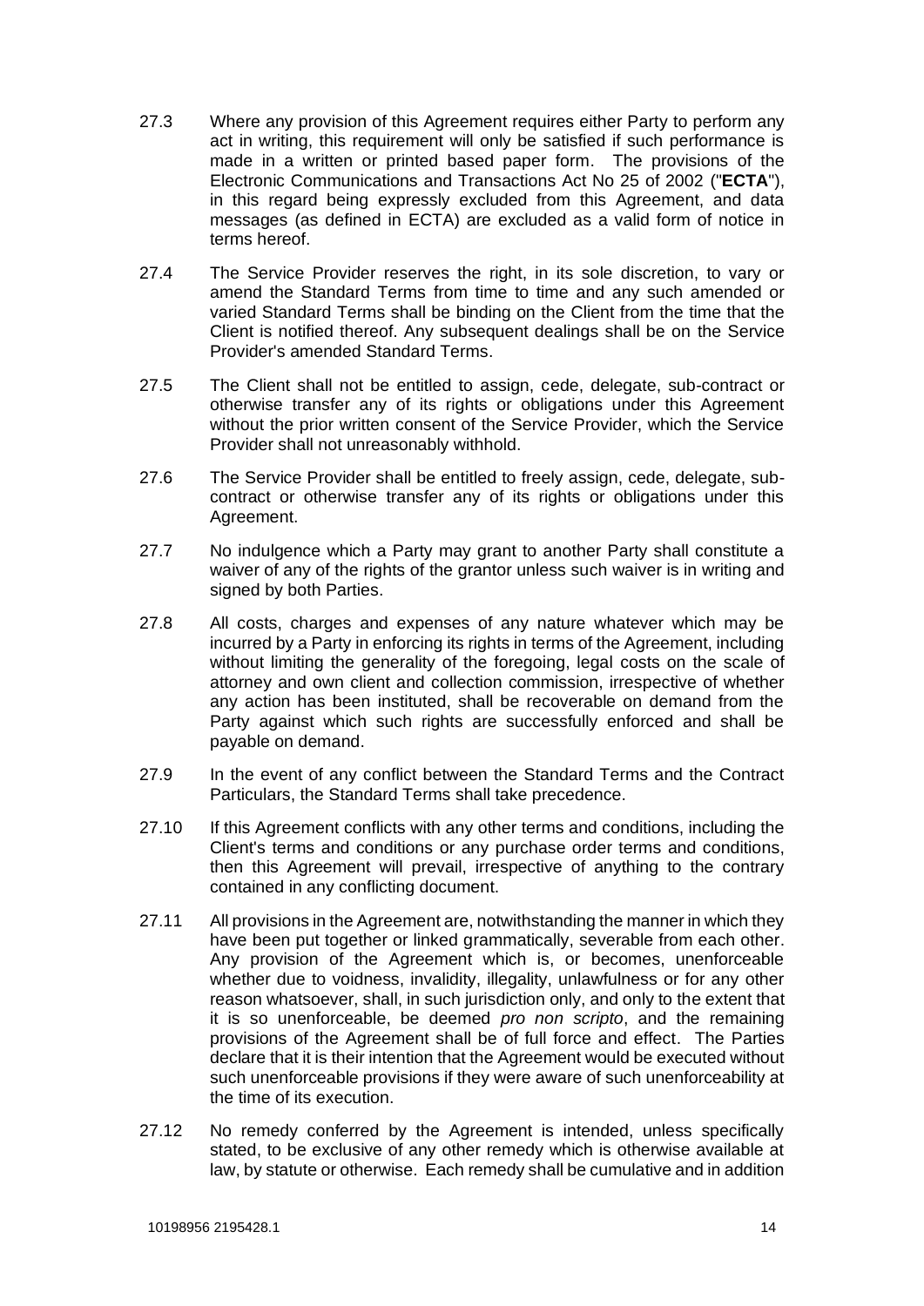27.3 Where any provision of this Agreement requires either Party to perform any act in writing, this requirement will only be satisfied if such performance is made in a written or printed based paper form. The provisions of the Electronic Communications and Transactions Act No 25 of 2002 ("**ECTA**"), in this regard being expressly excluded from this Agreement, and data messages (as defined in ECTA) are excluded as a valid form of notice in terms hereof.

27.4 The Service Provider reserves the right, in its sole discretion, to vary or amend the Standard Terms from time to time and any such amended or varied Standard Terms shall be binding on the Client from the time that the Client is notified thereof. Any subsequent dealings shall be on the Service Provider's amended Standard Terms.

27.5 The Client shall not be entitled to assign, cede, delegate, sub-contract or otherwise transfer any of its rights or obligations under this Agreement without the prior written consent of the Service Provider, which the Service Provider shall not unreasonably withhold.

27.6 The Service Provider shall be entitled to freely assign, cede, delegate, sub-contract or otherwise transfer any of its rights or obligations under this Agreement.

27.7 No indulgence which a Party may grant to another Party shall constitute a waiver of any of the rights of the grantor unless such waiver is in writing and signed by both Parties.

27.8 All costs, charges and expenses of any nature whatever which may be incurred by a Party in enforcing its rights in terms of the Agreement, including without limiting the generality of the foregoing, legal costs on the scale of attorney and own client and collection commission, irrespective of whether any action has been instituted, shall be recoverable on demand from the Party against which such rights are successfully enforced and shall be payable on demand.

27.9 In the event of any conflict between the Standard Terms and the Contract Particulars, the Standard Terms shall take precedence.

27.10 If this Agreement conflicts with any other terms and conditions, including the Client's terms and conditions or any purchase order terms and conditions, then this Agreement will prevail, irrespective of anything to the contrary contained in any conflicting document.

27.11 All provisions in the Agreement are, notwithstanding the manner in which they have been put together or linked grammatically, severable from each other. Any provision of the Agreement which is, or becomes, unenforceable whether due to voidness, invalidity, illegality, unlawfulness or for any other reason whatsoever, shall, in such jurisdiction only, and only to the extent that it is so unenforceable, be deemed *pro non scripto*, and the remaining provisions of the Agreement shall be of full force and effect. The Parties declare that it is their intention that the Agreement would be executed without such unenforceable provisions if they were aware of such unenforceability at the time of its execution.

27.12 No remedy conferred by the Agreement is intended, unless specifically stated, to be exclusive of any other remedy which is otherwise available at law, by statute or otherwise. Each remedy shall be cumulative and in addition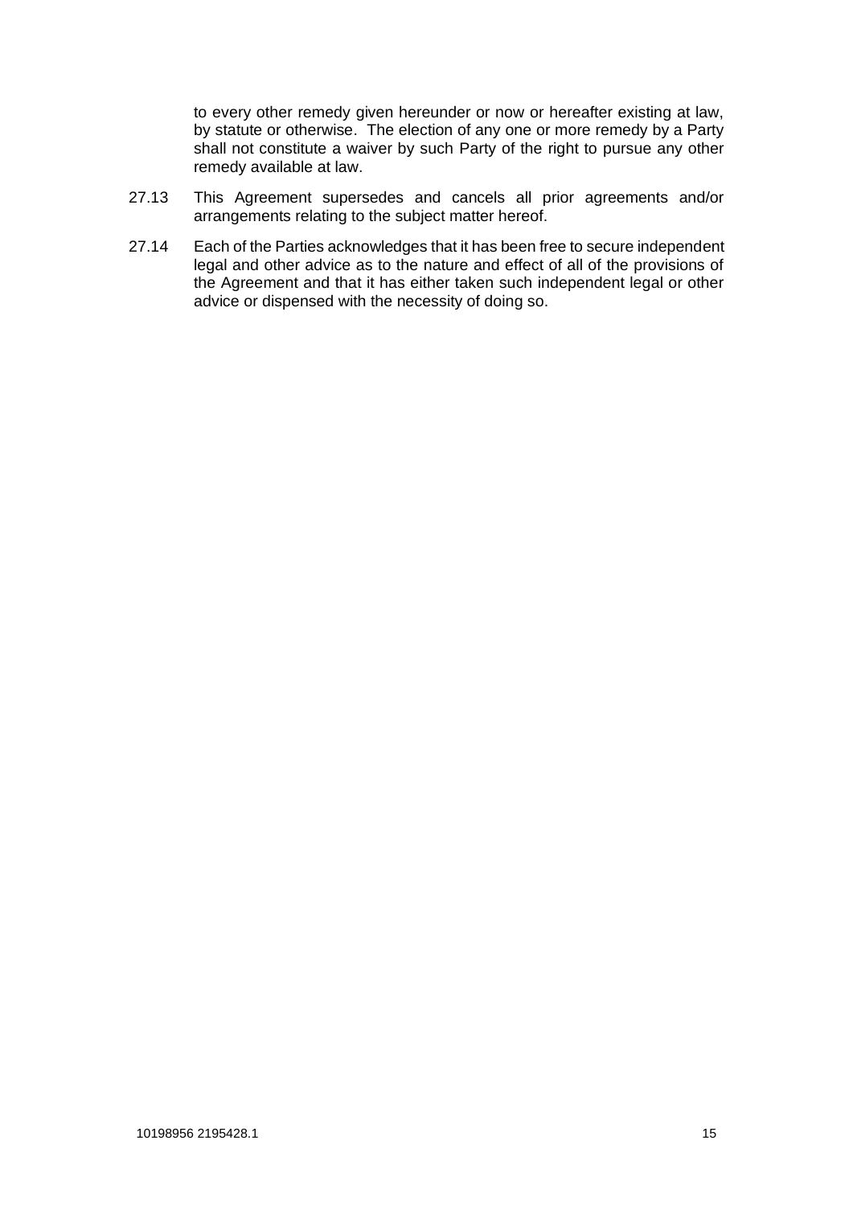to every other remedy given hereunder or now or hereafter existing at law, by statute or otherwise. The election of any one or more remedy by a Party shall not constitute a waiver by such Party of the right to pursue any other remedy available at law.

27.13 This Agreement supersedes and cancels all prior agreements and/or arrangements relating to the subject matter hereof.

27.14 Each of the Parties acknowledges that it has been free to secure independent legal and other advice as to the nature and effect of all of the provisions of the Agreement and that it has either taken such independent legal or other advice or dispensed with the necessity of doing so.